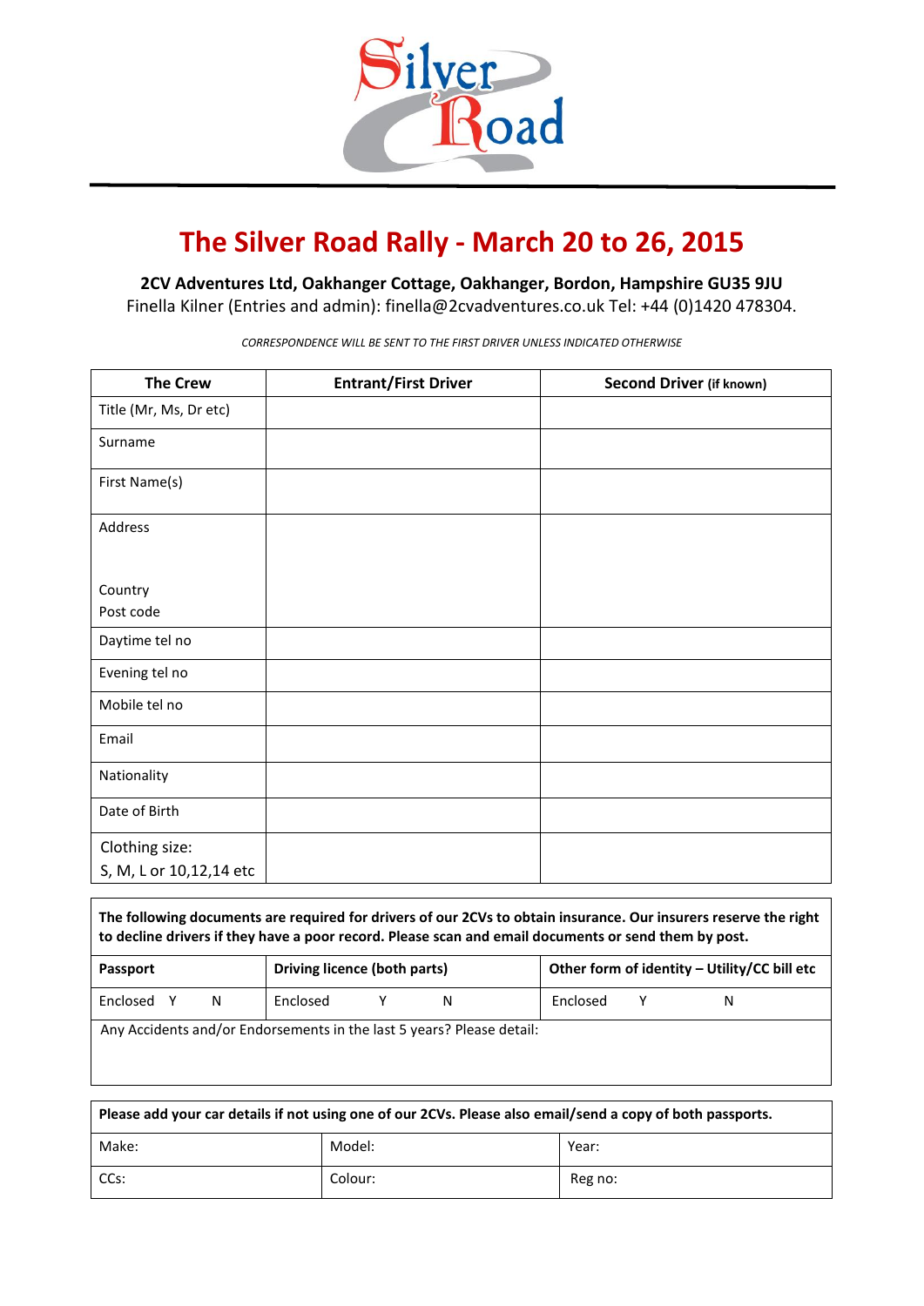Silver Road

# The Silver Road Rally - March 20 to 26, 2015

**2CV Adventures Ltd, Oakhanger Cottage, Oakhanger, Bordon, Hampshire GU35 9JU**
Finella Kilner (Entries and admin): finella@2cvadventures.co.uk Tel: +44 (0)1420 478304.

*CORRESPONDENCE WILL BE SENT TO THE FIRST DRIVER UNLESS INDICATED OTHERWISE*

| The Crew | Entrant/First Driver | Second Driver (if known) |
|---|---|---|
| Title (Mr, Ms, Dr etc) | | |
| Surname | | |
| First Name(s) | | |
| Address<br><br>Country<br>Post code | | |
| Daytime tel no | | |
| Evening tel no | | |
| Mobile tel no | | |
| Email | | |
| Nationality | | |
| Date of Birth | | |
| Clothing size:<br>S, M, L or 10,12,14 etc | | |

**The following documents are required for drivers of our 2CVs to obtain insurance. Our insurers reserve the right to decline drivers if they have a poor record. Please scan and email documents or send them by post.**

| Passport | Driving licence (both parts) | Other form of identity – Utility/CC bill etc |
|---|---|---|
| Enclosed Y N | Enclosed Y N | Enclosed Y N |
| Any Accidents and/or Endorsements in the last 5 years? Please detail: | | |

**Please add your car details if not using one of our 2CVs. Please also email/send a copy of both passports.**

| Make: | Model: | Year: |
|---|---|---|
| CCs: | Colour: | Reg no: |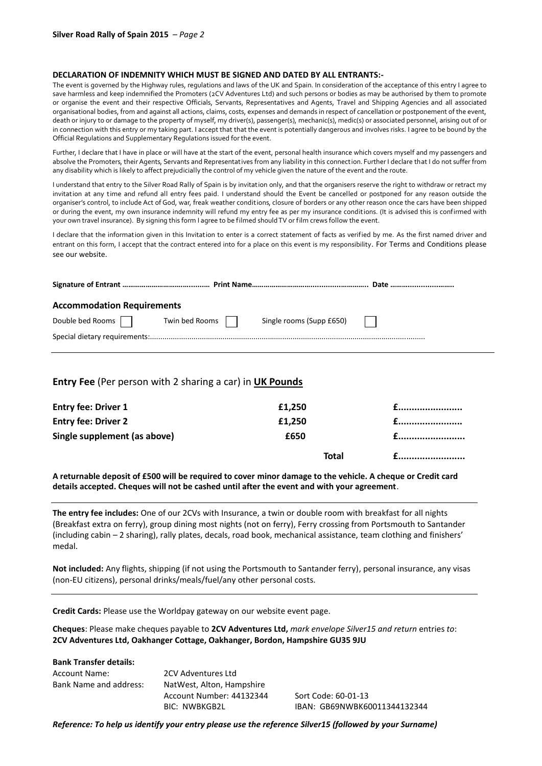**DECLARATION OF INDEMNITY WHICH MUST BE SIGNED AND DATED BY ALL ENTRANTS:-**

The event is governed by the Highway rules, regulations and laws of the UK and Spain. In consideration of the acceptance of this entry I agree to save harmless and keep indemnified the Promoters (2CV Adventures Ltd) and such persons or bodies as may be authorised by them to promote or organise the event and their respective Officials, Servants, Representatives and Agents, Travel and Shipping Agencies and all associated organisational bodies, from and against all actions, claims, costs, expenses and demands in respect of cancellation or postponement of the event, death or injury to or damage to the property of myself, my driver(s), passenger(s), mechanic(s), medic(s) or associated personnel, arising out of or in connection with this entry or my taking part. I accept that that the event is potentially dangerous and involves risks. I agree to be bound by the Official Regulations and Supplementary Regulations issued for the event.

Further, I declare that I have in place or will have at the start of the event, personal health insurance which covers myself and my passengers and absolve the Promoters, their Agents, Servants and Representatives from any liability in this connection. Further I declare that I do not suffer from any disability which is likely to affect prejudicially the control of my vehicle given the nature of the event and the route.

I understand that entry to the Silver Road Rally of Spain is by invitation only, and that the organisers reserve the right to withdraw or retract my invitation at any time and refund all entry fees paid. I understand should the Event be cancelled or postponed for any reason outside the organiser's control, to include Act of God, war, freak weather conditions, closure of borders or any other reason once the cars have been shipped or during the event, my own insurance indemnity will refund my entry fee as per my insurance conditions. (It is advised this is confirmed with your own travel insurance). By signing this form I agree to be filmed should TV or film crews follow the event.

I declare that the information given in this Invitation to enter is a correct statement of facts as verified by me. As the first named driver and entrant on this form, I accept that the contract entered into for a place on this event is my responsibility. For Terms and Conditions please see our website.

**Signature of Entrant ……………………………….……. Print Name……………………………..……………….…. Date ……….…..………….**

### Accommodation Requirements

Double bed Rooms ☐  Twin bed Rooms ☐  Single rooms (Supp £650) ☐

Special dietary requirements:.....................................................................................................................................

## Entry Fee (Per person with 2 sharing a car) in **UK Pounds**

| | | |
|---|---|---|
| **Entry fee: Driver 1** | **£1,250** | **£.......................** |
| **Entry fee: Driver 2** | **£1,250** | **£.......................** |
| **Single supplement (as above)** | **£650** | **£.......................** |
| | **Total** | **£.......................** |

**A returnable deposit of £500 will be required to cover minor damage to the vehicle. A cheque or Credit card details accepted. Cheques will not be cashed until after the event and with your agreement**.

**The entry fee includes:** One of our 2CVs with Insurance, a twin or double room with breakfast for all nights (Breakfast extra on ferry), group dining most nights (not on ferry), Ferry crossing from Portsmouth to Santander (including cabin – 2 sharing), rally plates, decals, road book, mechanical assistance, team clothing and finishers' medal.

**Not included:** Any flights, shipping (if not using the Portsmouth to Santander ferry), personal insurance, any visas (non-EU citizens), personal drinks/meals/fuel/any other personal costs.

**Credit Cards:** Please use the Worldpay gateway on our website event page.

**Cheques**: Please make cheques payable to **2CV Adventures Ltd,** *mark envelope Silver15 and return* entries *to*: **2CV Adventures Ltd, Oakhanger Cottage, Oakhanger, Bordon, Hampshire GU35 9JU**

**Bank Transfer details:**

| | | |
|---|---|---|
| Account Name: | 2CV Adventures Ltd | |
| Bank Name and address: | NatWest, Alton, Hampshire | |
| | Account Number: 44132344 | Sort Code: 60-01-13 |
| | BIC: NWBKGB2L | IBAN: GB69NWBK60011344132344 |

***Reference: To help us identify your entry please use the reference Silver15 (followed by your Surname)***